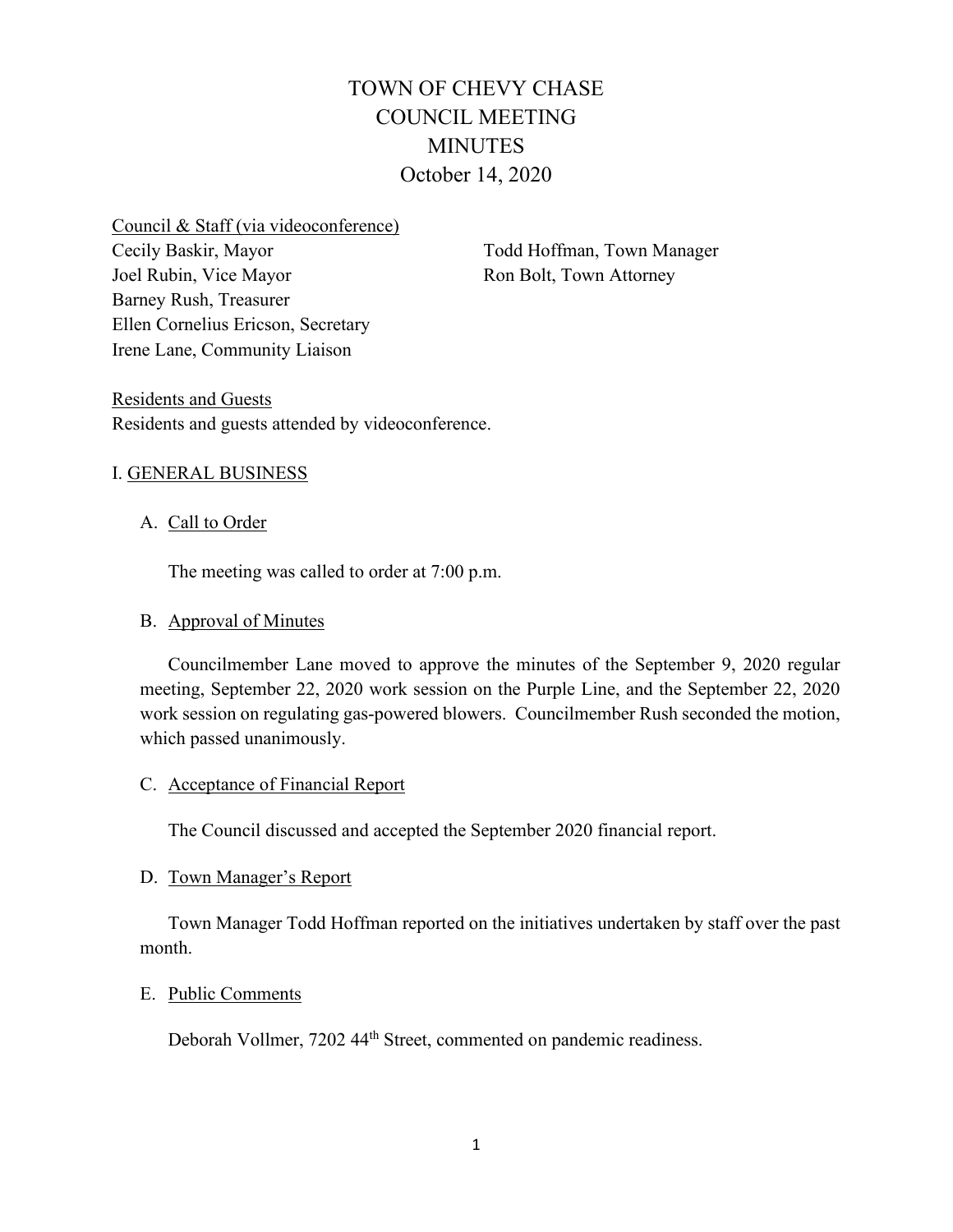# TOWN OF CHEVY CHASE
# COUNCIL MEETING
# MINUTES
## October 14, 2020

<u>Council & Staff (via videoconference)</u>

Cecily Baskir, Mayor
Joel Rubin, Vice Mayor
Barney Rush, Treasurer
Ellen Cornelius Ericson, Secretary
Irene Lane, Community Liaison

Todd Hoffman, Town Manager
Ron Bolt, Town Attorney

<u>Residents and Guests</u>

Residents and guests attended by videoconference.

## I. GENERAL BUSINESS

### A. Call to Order

The meeting was called to order at 7:00 p.m.

### B. Approval of Minutes

Councilmember Lane moved to approve the minutes of the September 9, 2020 regular meeting, September 22, 2020 work session on the Purple Line, and the September 22, 2020 work session on regulating gas-powered blowers. Councilmember Rush seconded the motion, which passed unanimously.

### C. Acceptance of Financial Report

The Council discussed and accepted the September 2020 financial report.

### D. Town Manager's Report

Town Manager Todd Hoffman reported on the initiatives undertaken by staff over the past month.

### E. Public Comments

Deborah Vollmer, 7202 44th Street, commented on pandemic readiness.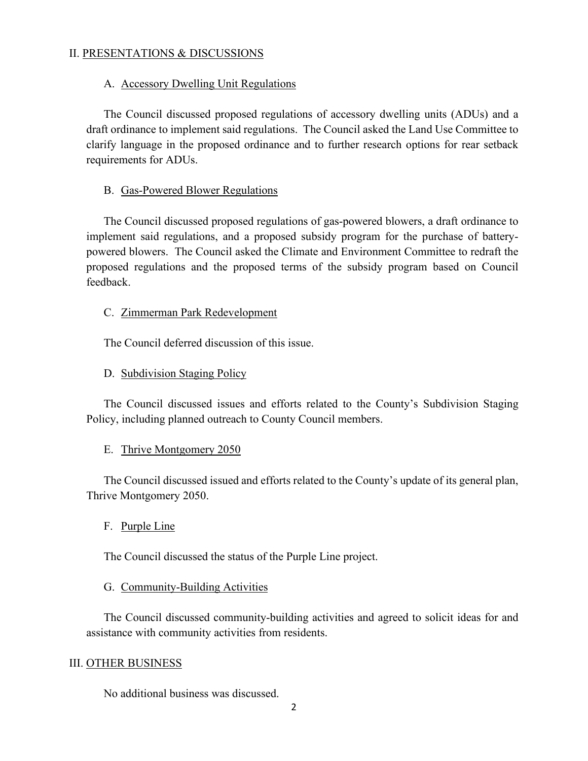## II. PRESENTATIONS & DISCUSSIONS

### A. Accessory Dwelling Unit Regulations

The Council discussed proposed regulations of accessory dwelling units (ADUs) and a draft ordinance to implement said regulations. The Council asked the Land Use Committee to clarify language in the proposed ordinance and to further research options for rear setback requirements for ADUs.

### B. Gas-Powered Blower Regulations

The Council discussed proposed regulations of gas-powered blowers, a draft ordinance to implement said regulations, and a proposed subsidy program for the purchase of battery-powered blowers. The Council asked the Climate and Environment Committee to redraft the proposed regulations and the proposed terms of the subsidy program based on Council feedback.

### C. Zimmerman Park Redevelopment

The Council deferred discussion of this issue.

### D. Subdivision Staging Policy

The Council discussed issues and efforts related to the County's Subdivision Staging Policy, including planned outreach to County Council members.

### E. Thrive Montgomery 2050

The Council discussed issued and efforts related to the County's update of its general plan, Thrive Montgomery 2050.

### F. Purple Line

The Council discussed the status of the Purple Line project.

### G. Community-Building Activities

The Council discussed community-building activities and agreed to solicit ideas for and assistance with community activities from residents.

## III. OTHER BUSINESS

No additional business was discussed.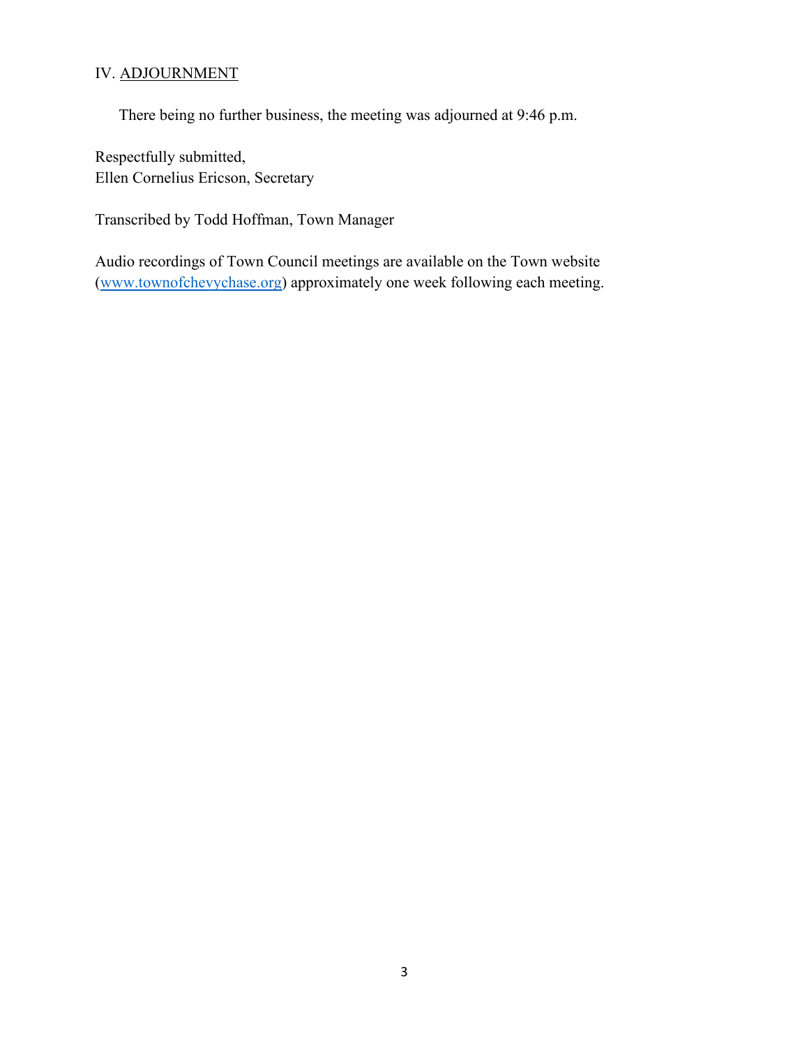## IV. ADJOURNMENT

There being no further business, the meeting was adjourned at 9:46 p.m.

Respectfully submitted,
Ellen Cornelius Ericson, Secretary

Transcribed by Todd Hoffman, Town Manager

Audio recordings of Town Council meetings are available on the Town website (www.townofchevychase.org) approximately one week following each meeting.